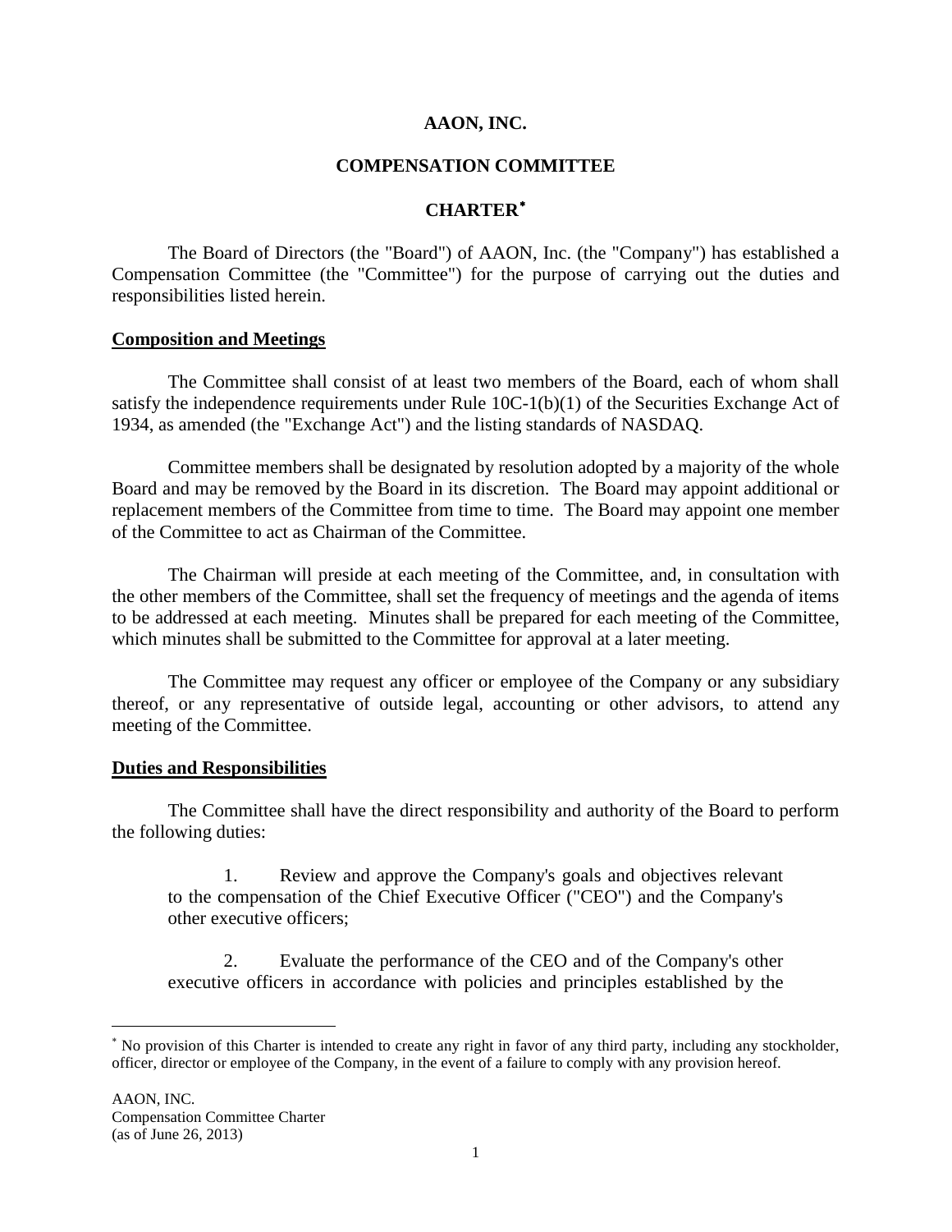# AAON, INC.

## COMPENSATION COMMITTEE

## CHARTER*

The Board of Directors (the "Board") of AAON, Inc. (the "Company") has established a Compensation Committee (the "Committee") for the purpose of carrying out the duties and responsibilities listed herein.

**Composition and Meetings**

The Committee shall consist of at least two members of the Board, each of whom shall satisfy the independence requirements under Rule 10C-1(b)(1) of the Securities Exchange Act of 1934, as amended (the "Exchange Act") and the listing standards of NASDAQ.

Committee members shall be designated by resolution adopted by a majority of the whole Board and may be removed by the Board in its discretion. The Board may appoint additional or replacement members of the Committee from time to time. The Board may appoint one member of the Committee to act as Chairman of the Committee.

The Chairman will preside at each meeting of the Committee, and, in consultation with the other members of the Committee, shall set the frequency of meetings and the agenda of items to be addressed at each meeting. Minutes shall be prepared for each meeting of the Committee, which minutes shall be submitted to the Committee for approval at a later meeting.

The Committee may request any officer or employee of the Company or any subsidiary thereof, or any representative of outside legal, accounting or other advisors, to attend any meeting of the Committee.

**Duties and Responsibilities**

The Committee shall have the direct responsibility and authority of the Board to perform the following duties:

1. Review and approve the Company's goals and objectives relevant to the compensation of the Chief Executive Officer ("CEO") and the Company's other executive officers;

2. Evaluate the performance of the CEO and of the Company's other executive officers in accordance with policies and principles established by the

* No provision of this Charter is intended to create any right in favor of any third party, including any stockholder, officer, director or employee of the Company, in the event of a failure to comply with any provision hereof.

AAON, INC.
Compensation Committee Charter
(as of June 26, 2013)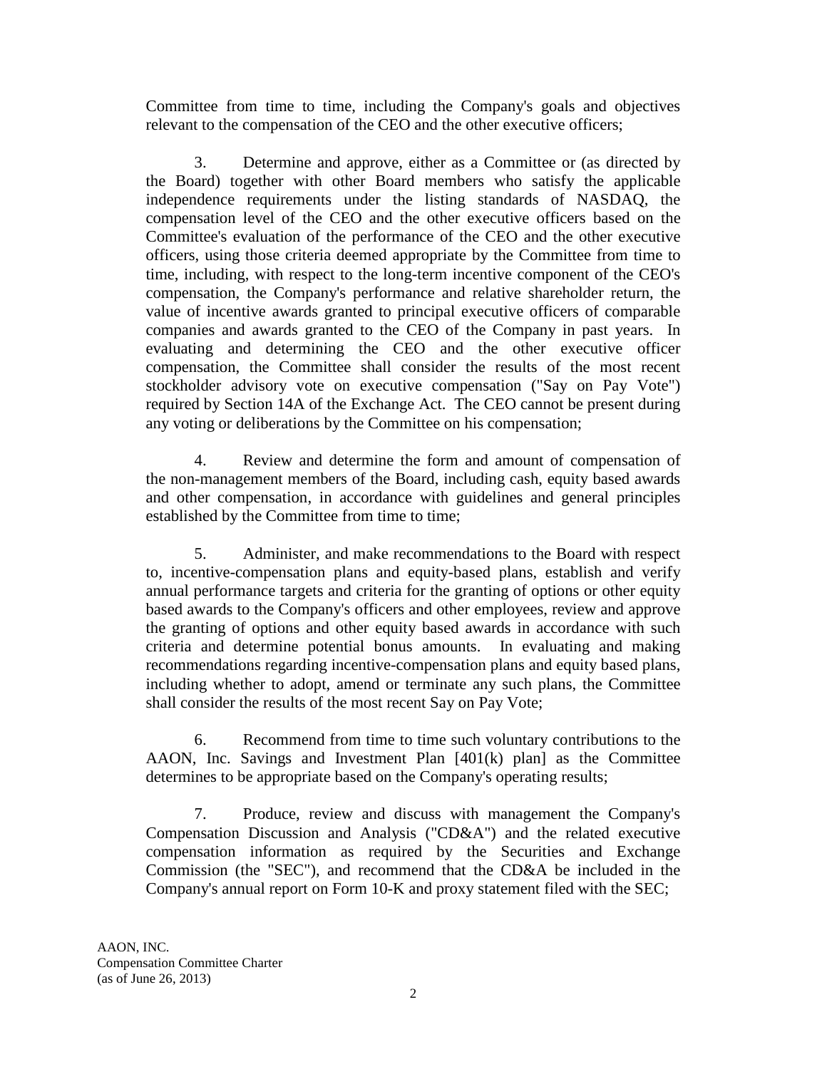Committee from time to time, including the Company's goals and objectives relevant to the compensation of the CEO and the other executive officers;

3. Determine and approve, either as a Committee or (as directed by the Board) together with other Board members who satisfy the applicable independence requirements under the listing standards of NASDAQ, the compensation level of the CEO and the other executive officers based on the Committee's evaluation of the performance of the CEO and the other executive officers, using those criteria deemed appropriate by the Committee from time to time, including, with respect to the long-term incentive component of the CEO's compensation, the Company's performance and relative shareholder return, the value of incentive awards granted to principal executive officers of comparable companies and awards granted to the CEO of the Company in past years. In evaluating and determining the CEO and the other executive officer compensation, the Committee shall consider the results of the most recent stockholder advisory vote on executive compensation ("Say on Pay Vote") required by Section 14A of the Exchange Act. The CEO cannot be present during any voting or deliberations by the Committee on his compensation;

4. Review and determine the form and amount of compensation of the non-management members of the Board, including cash, equity based awards and other compensation, in accordance with guidelines and general principles established by the Committee from time to time;

5. Administer, and make recommendations to the Board with respect to, incentive-compensation plans and equity-based plans, establish and verify annual performance targets and criteria for the granting of options or other equity based awards to the Company's officers and other employees, review and approve the granting of options and other equity based awards in accordance with such criteria and determine potential bonus amounts. In evaluating and making recommendations regarding incentive-compensation plans and equity based plans, including whether to adopt, amend or terminate any such plans, the Committee shall consider the results of the most recent Say on Pay Vote;

6. Recommend from time to time such voluntary contributions to the AAON, Inc. Savings and Investment Plan [401(k) plan] as the Committee determines to be appropriate based on the Company's operating results;

7. Produce, review and discuss with management the Company's Compensation Discussion and Analysis ("CD&A") and the related executive compensation information as required by the Securities and Exchange Commission (the "SEC"), and recommend that the CD&A be included in the Company's annual report on Form 10-K and proxy statement filed with the SEC;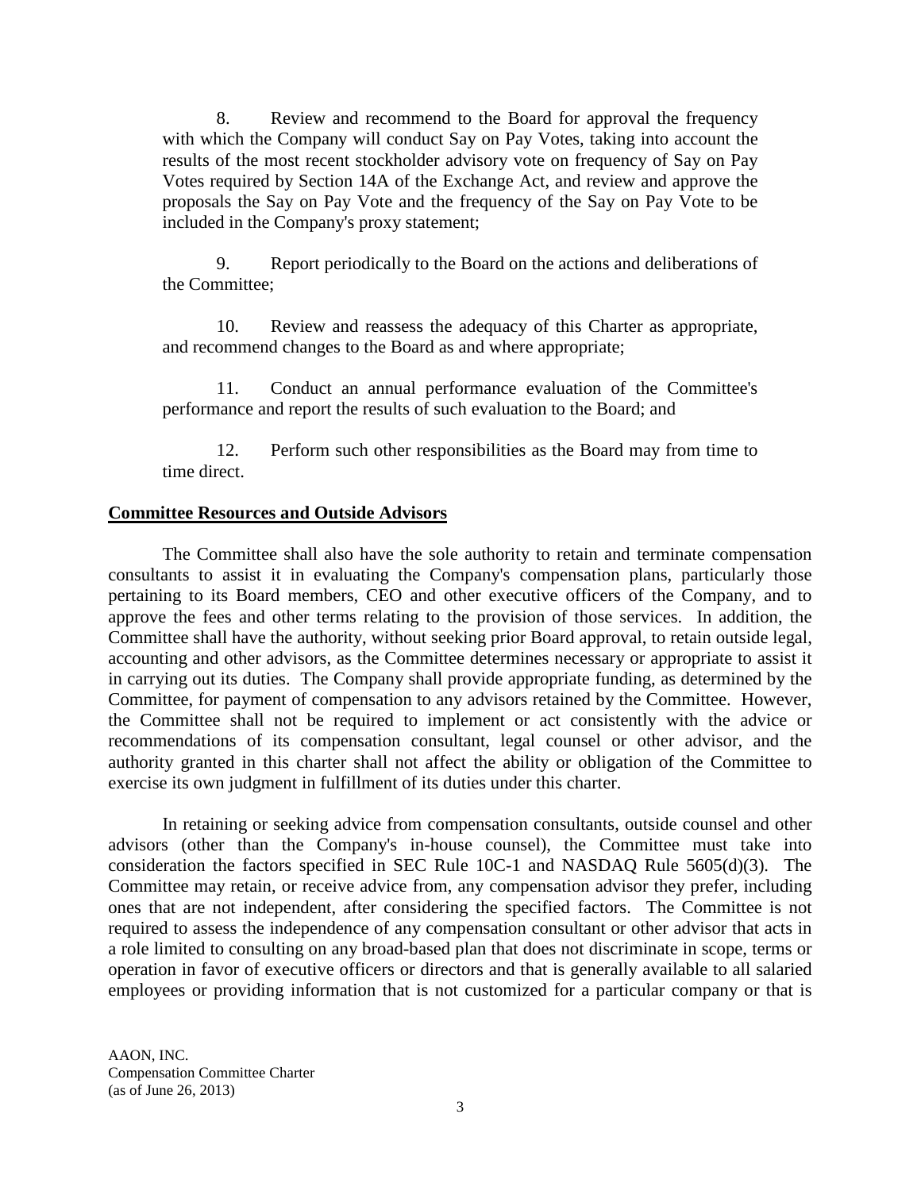8. Review and recommend to the Board for approval the frequency with which the Company will conduct Say on Pay Votes, taking into account the results of the most recent stockholder advisory vote on frequency of Say on Pay Votes required by Section 14A of the Exchange Act, and review and approve the proposals the Say on Pay Vote and the frequency of the Say on Pay Vote to be included in the Company's proxy statement;

9. Report periodically to the Board on the actions and deliberations of the Committee;

10. Review and reassess the adequacy of this Charter as appropriate, and recommend changes to the Board as and where appropriate;

11. Conduct an annual performance evaluation of the Committee's performance and report the results of such evaluation to the Board; and

12. Perform such other responsibilities as the Board may from time to time direct.

**Committee Resources and Outside Advisors**

The Committee shall also have the sole authority to retain and terminate compensation consultants to assist it in evaluating the Company's compensation plans, particularly those pertaining to its Board members, CEO and other executive officers of the Company, and to approve the fees and other terms relating to the provision of those services. In addition, the Committee shall have the authority, without seeking prior Board approval, to retain outside legal, accounting and other advisors, as the Committee determines necessary or appropriate to assist it in carrying out its duties. The Company shall provide appropriate funding, as determined by the Committee, for payment of compensation to any advisors retained by the Committee. However, the Committee shall not be required to implement or act consistently with the advice or recommendations of its compensation consultant, legal counsel or other advisor, and the authority granted in this charter shall not affect the ability or obligation of the Committee to exercise its own judgment in fulfillment of its duties under this charter.

In retaining or seeking advice from compensation consultants, outside counsel and other advisors (other than the Company's in-house counsel), the Committee must take into consideration the factors specified in SEC Rule 10C-1 and NASDAQ Rule 5605(d)(3). The Committee may retain, or receive advice from, any compensation advisor they prefer, including ones that are not independent, after considering the specified factors. The Committee is not required to assess the independence of any compensation consultant or other advisor that acts in a role limited to consulting on any broad-based plan that does not discriminate in scope, terms or operation in favor of executive officers or directors and that is generally available to all salaried employees or providing information that is not customized for a particular company or that is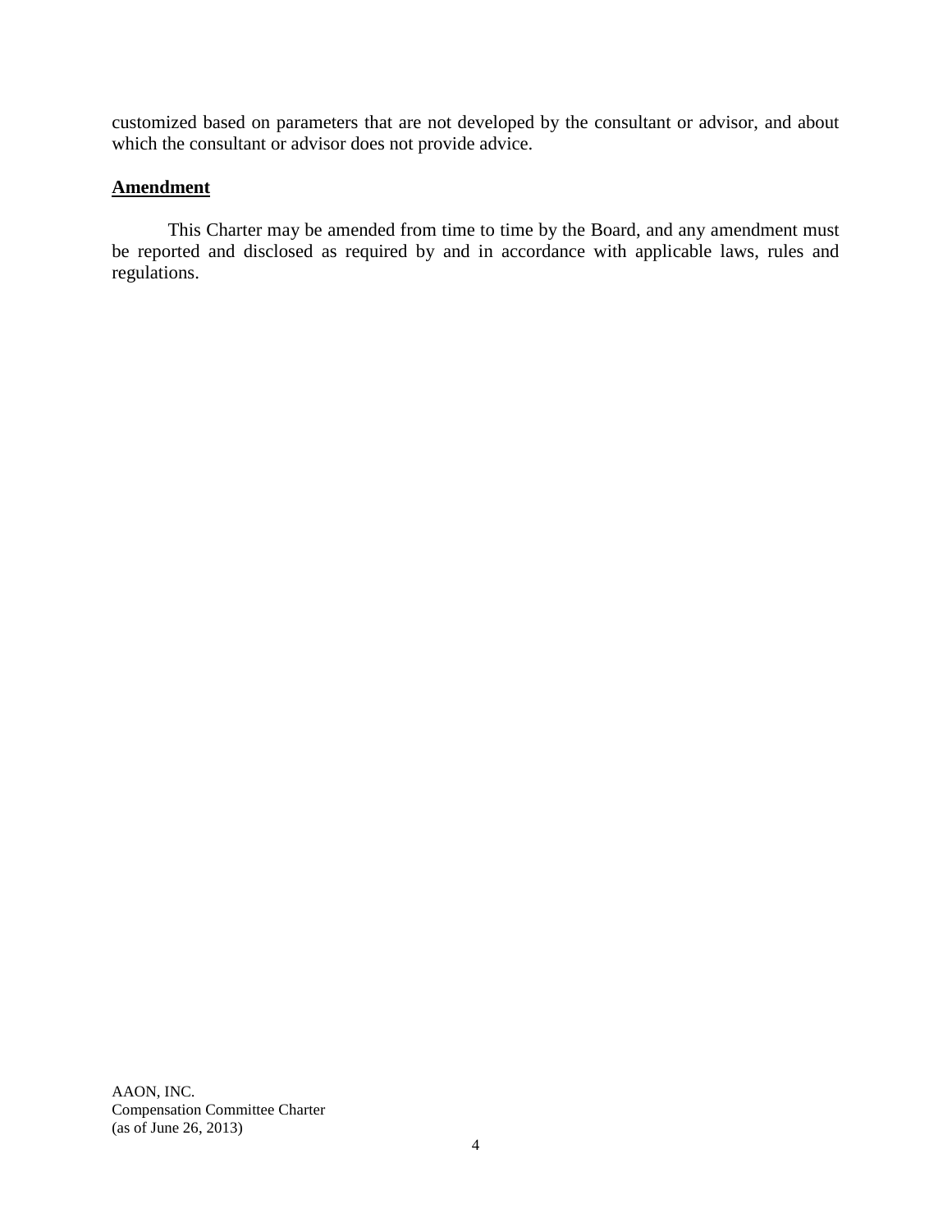customized based on parameters that are not developed by the consultant or advisor, and about which the consultant or advisor does not provide advice.

## Amendment

This Charter may be amended from time to time by the Board, and any amendment must be reported and disclosed as required by and in accordance with applicable laws, rules and regulations.